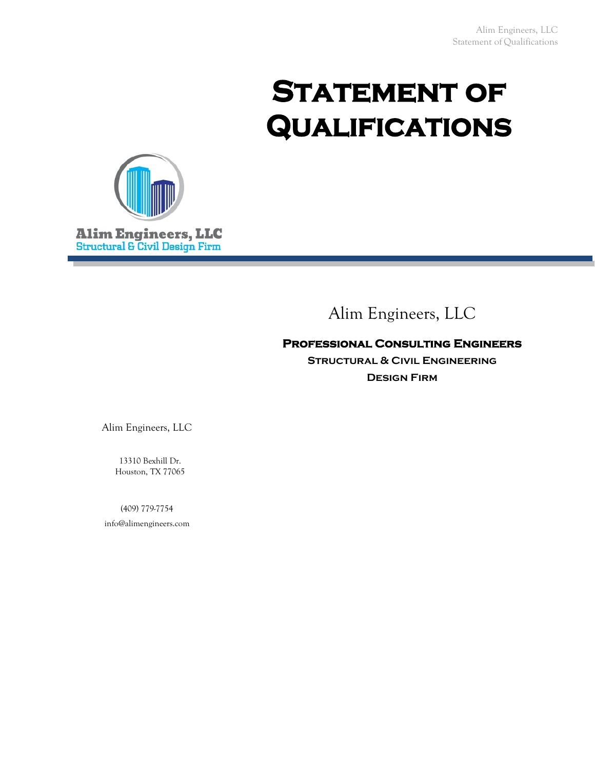# Statement of Qualifications

Alim Engineers, LLC
Structural & Civil Design Firm

Alim Engineers, LLC

**Professional Consulting Engineers**

**Structural & Civil Engineering**

**Design Firm**

Alim Engineers, LLC

13310 Bexhill Dr.
Houston, TX 77065

(409) 779-7754
info@alimengineers.com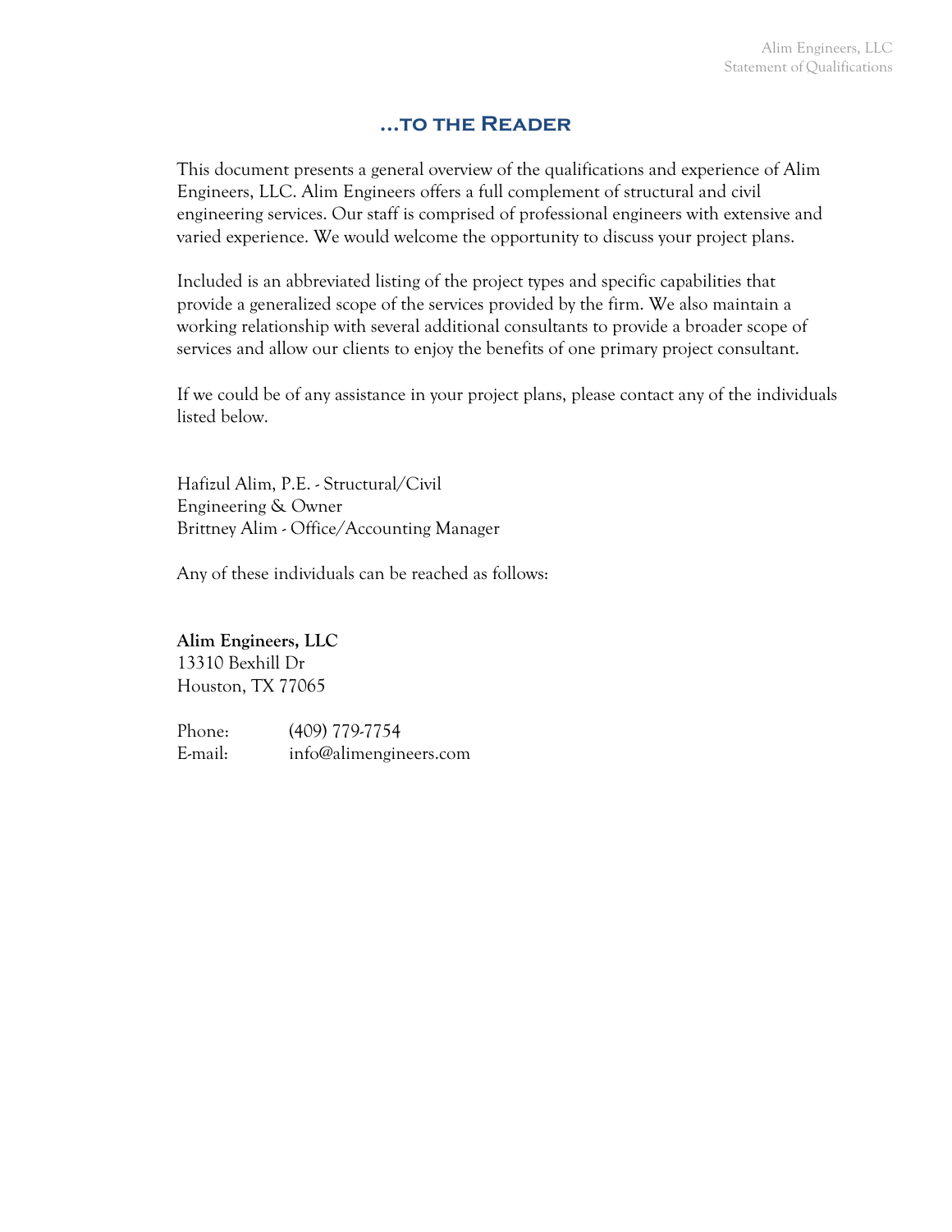## ...to the Reader

This document presents a general overview of the qualifications and experience of Alim Engineers, LLC. Alim Engineers offers a full complement of structural and civil engineering services. Our staff is comprised of professional engineers with extensive and varied experience. We would welcome the opportunity to discuss your project plans.

Included is an abbreviated listing of the project types and specific capabilities that provide a generalized scope of the services provided by the firm. We also maintain a working relationship with several additional consultants to provide a broader scope of services and allow our clients to enjoy the benefits of one primary project consultant.

If we could be of any assistance in your project plans, please contact any of the individuals listed below.

Hafizul Alim, P.E. - Structural/Civil Engineering & Owner
Brittney Alim - Office/Accounting Manager

Any of these individuals can be reached as follows:

**Alim Engineers, LLC**
13310 Bexhill Dr
Houston, TX 77065

Phone: (409) 779-7754
E-mail: info@alimengineers.com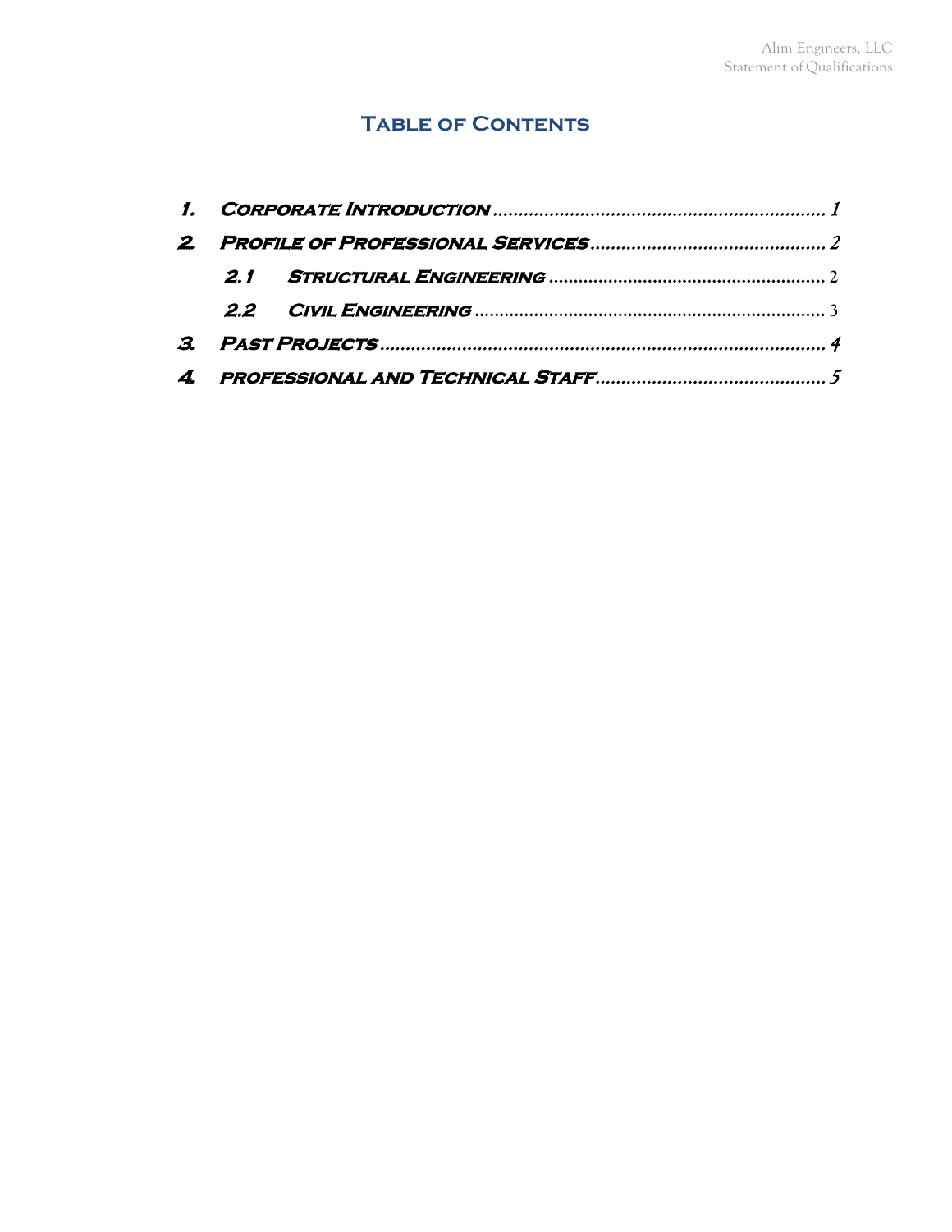# Table of Contents

1. Corporate Introduction ........ 1
2. Profile of Professional Services ........ 2
   - 2.1 Structural Engineering ........ 2
   - 2.2 Civil Engineering ........ 3
3. Past Projects ........ 4
4. professional and Technical Staff ........ 5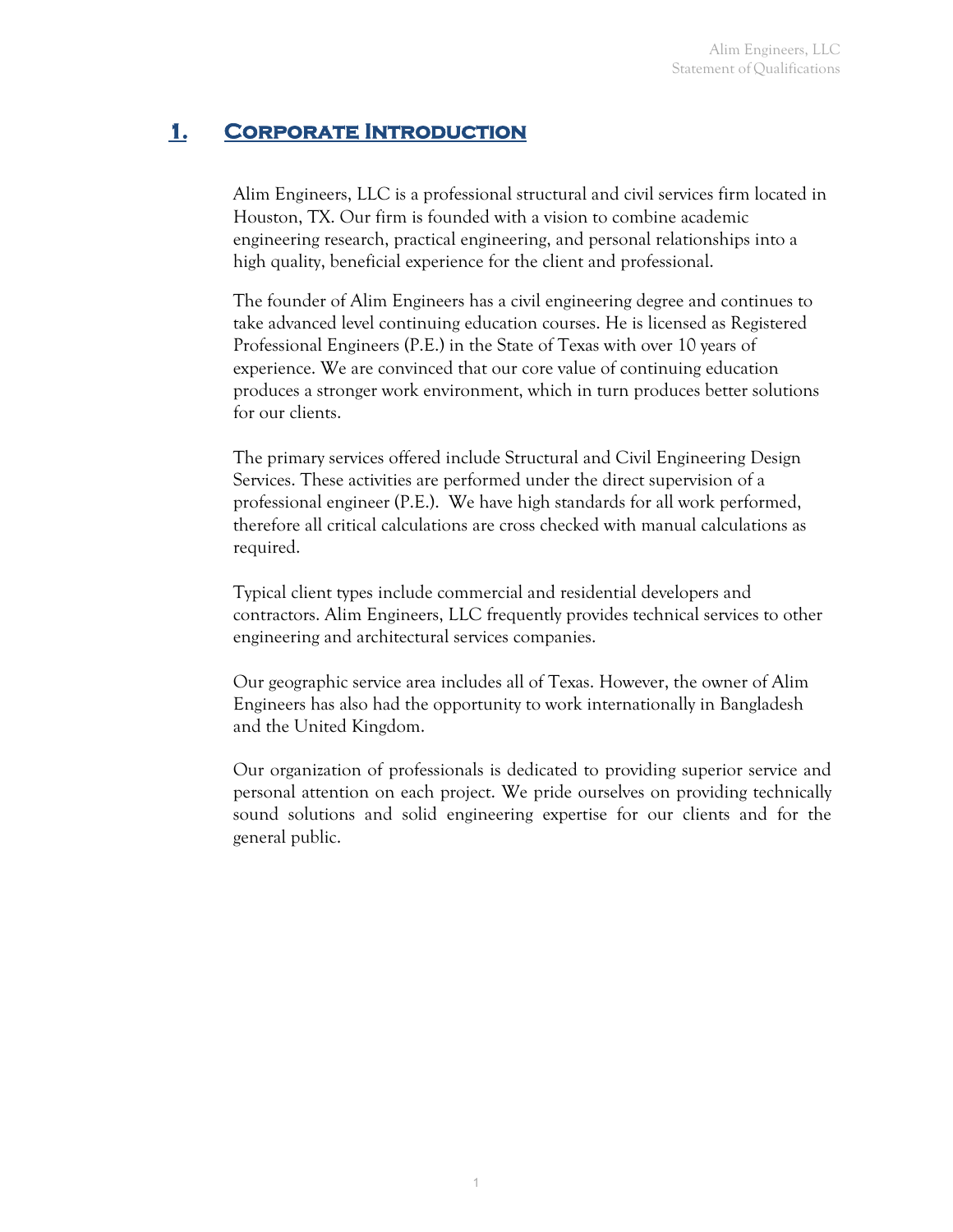# 1. Corporate Introduction

Alim Engineers, LLC is a professional structural and civil services firm located in Houston, TX. Our firm is founded with a vision to combine academic engineering research, practical engineering, and personal relationships into a high quality, beneficial experience for the client and professional.

The founder of Alim Engineers has a civil engineering degree and continues to take advanced level continuing education courses. He is licensed as Registered Professional Engineers (P.E.) in the State of Texas with over 10 years of experience. We are convinced that our core value of continuing education produces a stronger work environment, which in turn produces better solutions for our clients.

The primary services offered include Structural and Civil Engineering Design Services. These activities are performed under the direct supervision of a professional engineer (P.E.). We have high standards for all work performed, therefore all critical calculations are cross checked with manual calculations as required.

Typical client types include commercial and residential developers and contractors. Alim Engineers, LLC frequently provides technical services to other engineering and architectural services companies.

Our geographic service area includes all of Texas. However, the owner of Alim Engineers has also had the opportunity to work internationally in Bangladesh and the United Kingdom.

Our organization of professionals is dedicated to providing superior service and personal attention on each project. We pride ourselves on providing technically sound solutions and solid engineering expertise for our clients and for the general public.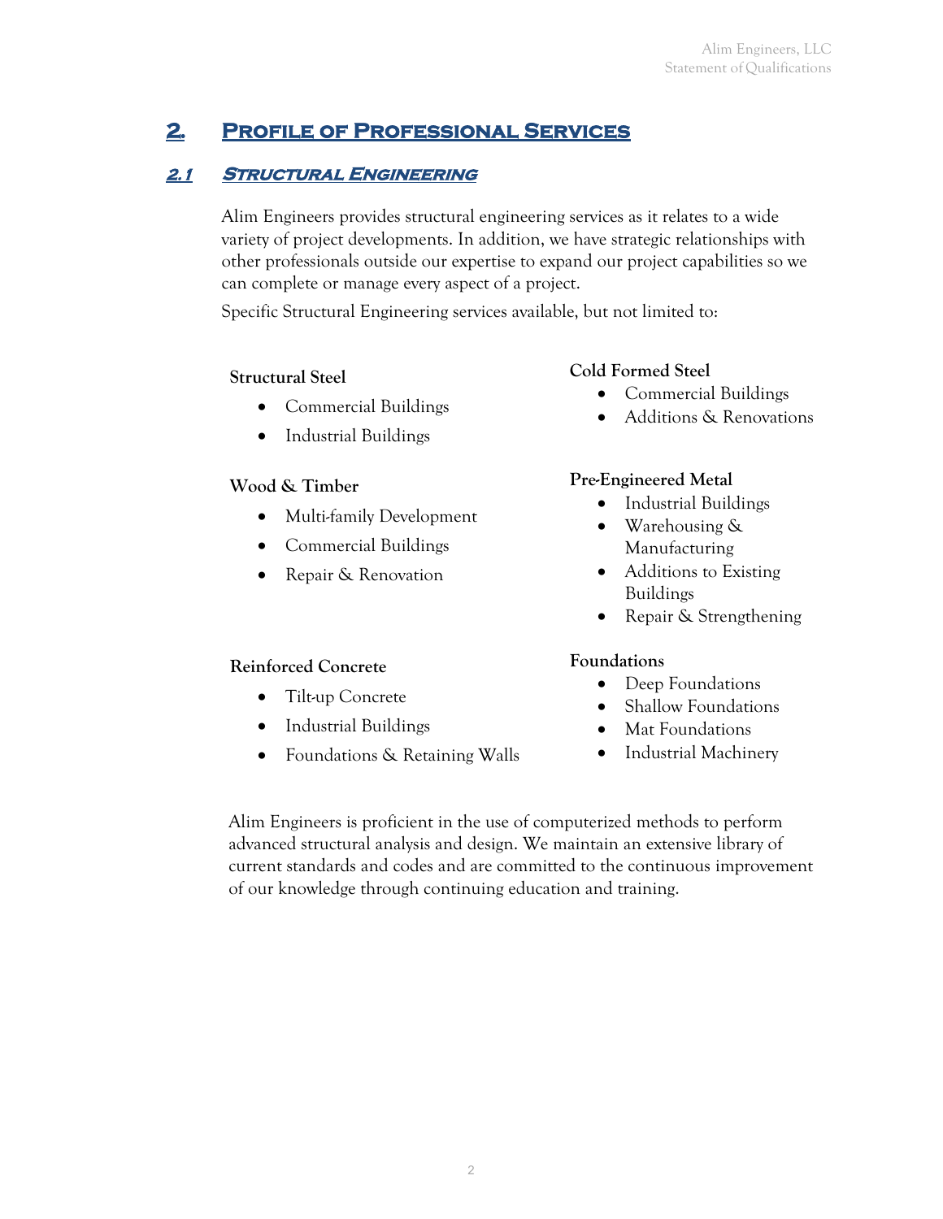# 2. Profile of Professional Services

## 2.1 Structural Engineering

Alim Engineers provides structural engineering services as it relates to a wide variety of project developments. In addition, we have strategic relationships with other professionals outside our expertise to expand our project capabilities so we can complete or manage every aspect of a project.

Specific Structural Engineering services available, but not limited to:

**Structural Steel**

- Commercial Buildings
- Industrial Buildings

**Cold Formed Steel**

- Commercial Buildings
- Additions & Renovations

**Wood & Timber**

- Multi-family Development
- Commercial Buildings
- Repair & Renovation

**Pre-Engineered Metal**

- Industrial Buildings
- Warehousing & Manufacturing
- Additions to Existing Buildings
- Repair & Strengthening

**Reinforced Concrete**

- Tilt-up Concrete
- Industrial Buildings
- Foundations & Retaining Walls

**Foundations**

- Deep Foundations
- Shallow Foundations
- Mat Foundations
- Industrial Machinery

Alim Engineers is proficient in the use of computerized methods to perform advanced structural analysis and design. We maintain an extensive library of current standards and codes and are committed to the continuous improvement of our knowledge through continuing education and training.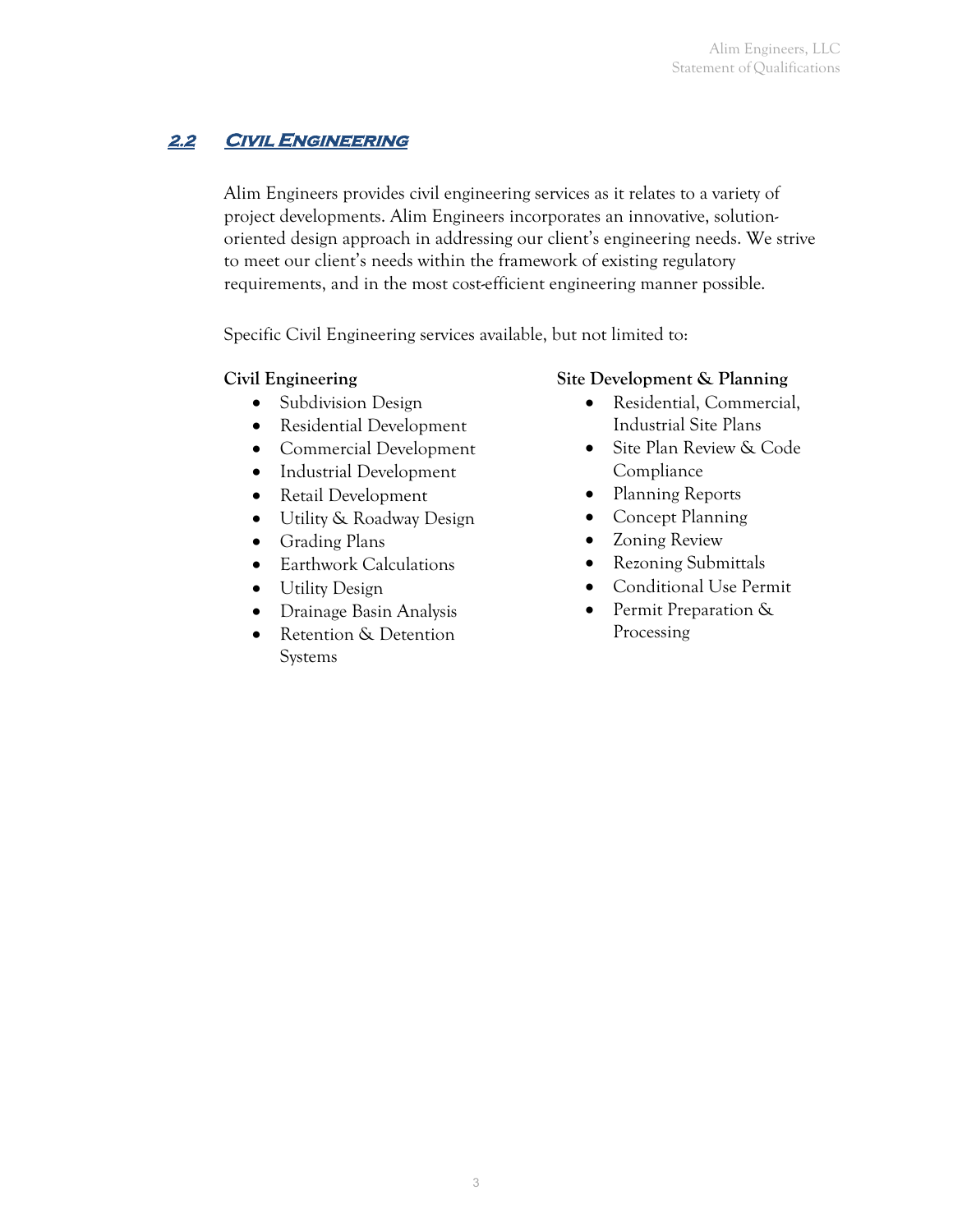## 2.2 Civil Engineering

Alim Engineers provides civil engineering services as it relates to a variety of project developments. Alim Engineers incorporates an innovative, solution-oriented design approach in addressing our client's engineering needs. We strive to meet our client's needs within the framework of existing regulatory requirements, and in the most cost-efficient engineering manner possible.

Specific Civil Engineering services available, but not limited to:

**Civil Engineering**

- Subdivision Design
- Residential Development
- Commercial Development
- Industrial Development
- Retail Development
- Utility & Roadway Design
- Grading Plans
- Earthwork Calculations
- Utility Design
- Drainage Basin Analysis
- Retention & Detention Systems

**Site Development & Planning**

- Residential, Commercial, Industrial Site Plans
- Site Plan Review & Code Compliance
- Planning Reports
- Concept Planning
- Zoning Review
- Rezoning Submittals
- Conditional Use Permit
- Permit Preparation & Processing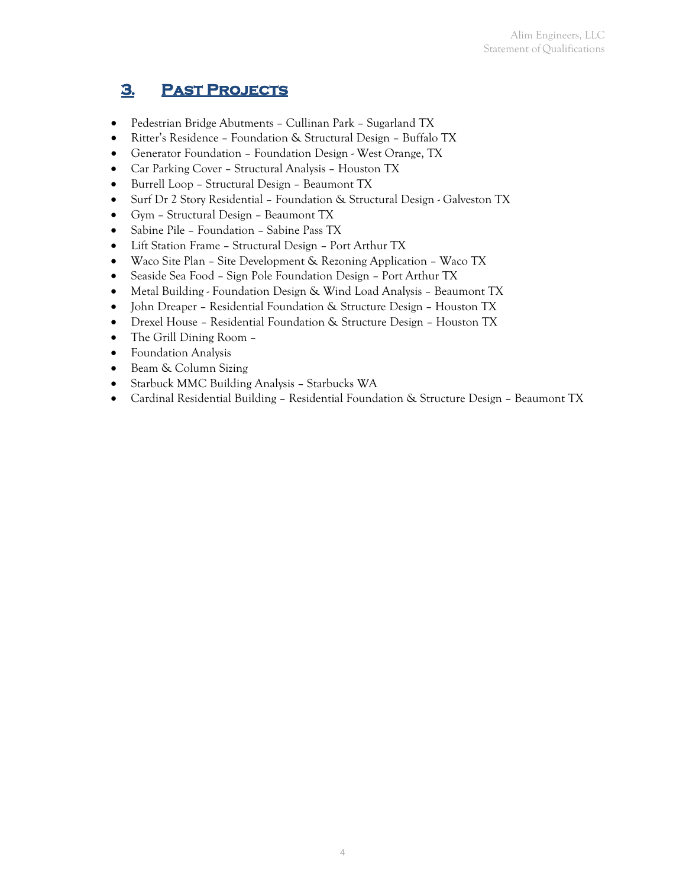## 3. Past Projects

- Pedestrian Bridge Abutments – Cullinan Park – Sugarland TX
- Ritter's Residence – Foundation & Structural Design – Buffalo TX
- Generator Foundation – Foundation Design - West Orange, TX
- Car Parking Cover – Structural Analysis – Houston TX
- Burrell Loop – Structural Design – Beaumont TX
- Surf Dr 2 Story Residential – Foundation & Structural Design - Galveston TX
- Gym – Structural Design – Beaumont TX
- Sabine Pile – Foundation – Sabine Pass TX
- Lift Station Frame – Structural Design – Port Arthur TX
- Waco Site Plan – Site Development & Rezoning Application – Waco TX
- Seaside Sea Food – Sign Pole Foundation Design – Port Arthur TX
- Metal Building - Foundation Design & Wind Load Analysis – Beaumont TX
- John Dreaper – Residential Foundation & Structure Design – Houston TX
- Drexel House – Residential Foundation & Structure Design – Houston TX
- The Grill Dining Room –
- Foundation Analysis
- Beam & Column Sizing
- Starbuck MMC Building Analysis – Starbucks WA
- Cardinal Residential Building – Residential Foundation & Structure Design – Beaumont TX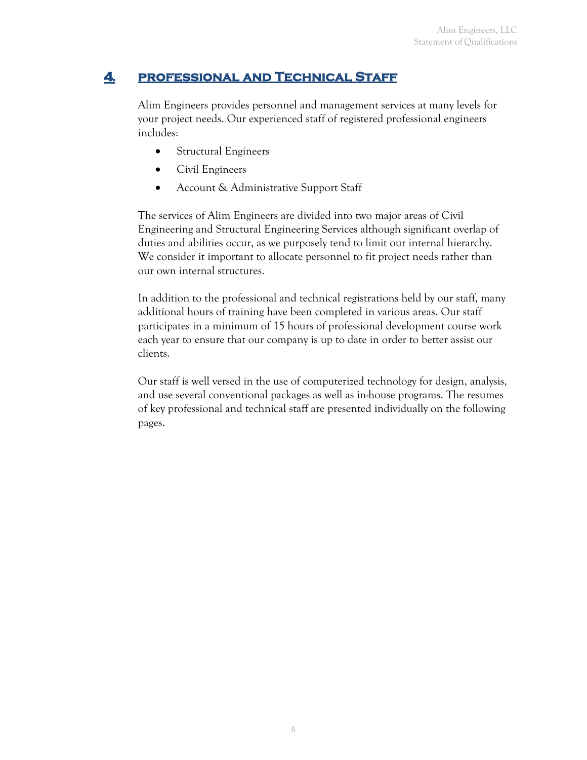## 4. PROFESSIONAL AND TECHNICAL STAFF

Alim Engineers provides personnel and management services at many levels for your project needs. Our experienced staff of registered professional engineers includes:

- Structural Engineers
- Civil Engineers
- Account & Administrative Support Staff

The services of Alim Engineers are divided into two major areas of Civil Engineering and Structural Engineering Services although significant overlap of duties and abilities occur, as we purposely tend to limit our internal hierarchy. We consider it important to allocate personnel to fit project needs rather than our own internal structures.

In addition to the professional and technical registrations held by our staff, many additional hours of training have been completed in various areas. Our staff participates in a minimum of 15 hours of professional development course work each year to ensure that our company is up to date in order to better assist our clients.

Our staff is well versed in the use of computerized technology for design, analysis, and use several conventional packages as well as in-house programs. The resumes of key professional and technical staff are presented individually on the following pages.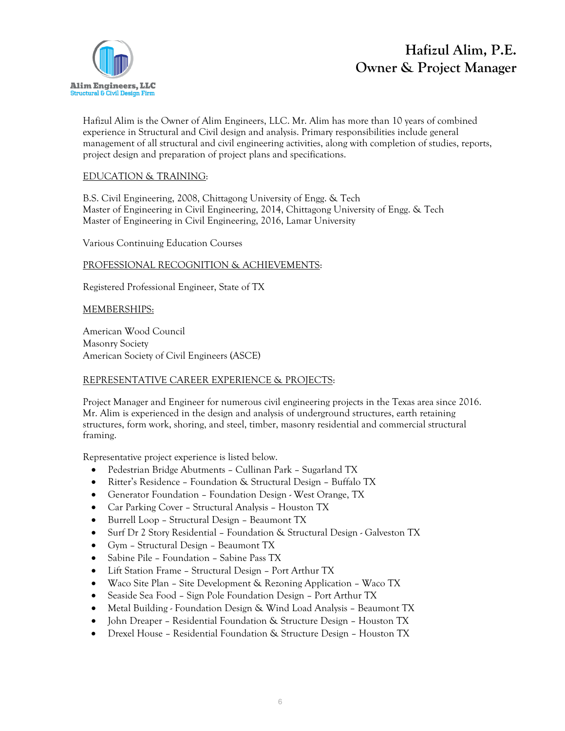Alim Engineers, LLC
Structural & Civil Design Firm

# Hafizul Alim, P.E.
## Owner & Project Manager

Hafizul Alim is the Owner of Alim Engineers, LLC. Mr. Alim has more than 10 years of combined experience in Structural and Civil design and analysis. Primary responsibilities include general management of all structural and civil engineering activities, along with completion of studies, reports, project design and preparation of project plans and specifications.

EDUCATION & TRAINING:

B.S. Civil Engineering, 2008, Chittagong University of Engg. & Tech
Master of Engineering in Civil Engineering, 2014, Chittagong University of Engg. & Tech
Master of Engineering in Civil Engineering, 2016, Lamar University

Various Continuing Education Courses

PROFESSIONAL RECOGNITION & ACHIEVEMENTS:

Registered Professional Engineer, State of TX

MEMBERSHIPS:

American Wood Council
Masonry Society
American Society of Civil Engineers (ASCE)

REPRESENTATIVE CAREER EXPERIENCE & PROJECTS:

Project Manager and Engineer for numerous civil engineering projects in the Texas area since 2016. Mr. Alim is experienced in the design and analysis of underground structures, earth retaining structures, form work, shoring, and steel, timber, masonry residential and commercial structural framing.

Representative project experience is listed below.

- Pedestrian Bridge Abutments – Cullinan Park – Sugarland TX
- Ritter's Residence – Foundation & Structural Design – Buffalo TX
- Generator Foundation – Foundation Design - West Orange, TX
- Car Parking Cover – Structural Analysis – Houston TX
- Burrell Loop – Structural Design – Beaumont TX
- Surf Dr 2 Story Residential – Foundation & Structural Design - Galveston TX
- Gym – Structural Design – Beaumont TX
- Sabine Pile – Foundation – Sabine Pass TX
- Lift Station Frame – Structural Design – Port Arthur TX
- Waco Site Plan – Site Development & Rezoning Application – Waco TX
- Seaside Sea Food – Sign Pole Foundation Design – Port Arthur TX
- Metal Building - Foundation Design & Wind Load Analysis – Beaumont TX
- John Dreaper – Residential Foundation & Structure Design – Houston TX
- Drexel House – Residential Foundation & Structure Design – Houston TX